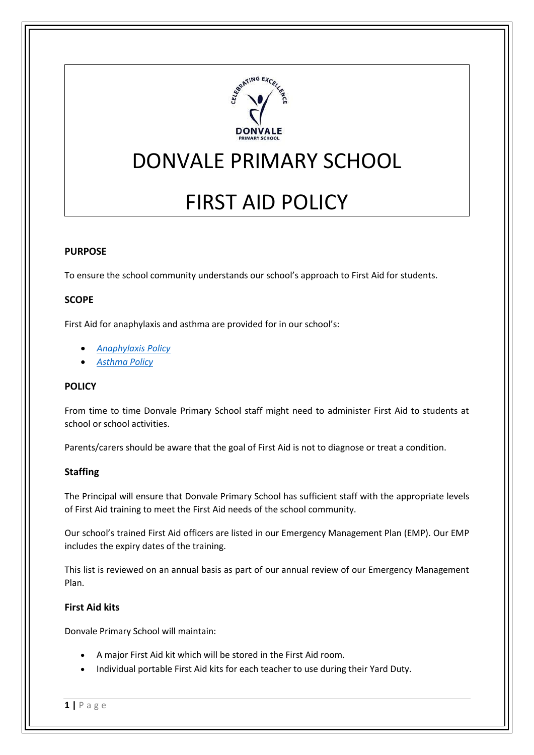# DONVALE PRIMARY SCHOOL

# FIRST AID POLICY

## PURPOSE

To ensure the school community understands our school's approach to First Aid for students.

## SCOPE

First Aid for anaphylaxis and asthma are provided for in our school's:

- *Anaphylaxis Policy*
- *Asthma Policy*

## POLICY

From time to time Donvale Primary School staff might need to administer First Aid to students at school or school activities.

Parents/carers should be aware that the goal of First Aid is not to diagnose or treat a condition.

### Staffing

The Principal will ensure that Donvale Primary School has sufficient staff with the appropriate levels of First Aid training to meet the First Aid needs of the school community.

Our school's trained First Aid officers are listed in our Emergency Management Plan (EMP). Our EMP includes the expiry dates of the training.

This list is reviewed on an annual basis as part of our annual review of our Emergency Management Plan.

### First Aid kits

Donvale Primary School will maintain:

- A major First Aid kit which will be stored in the First Aid room.
- Individual portable First Aid kits for each teacher to use during their Yard Duty.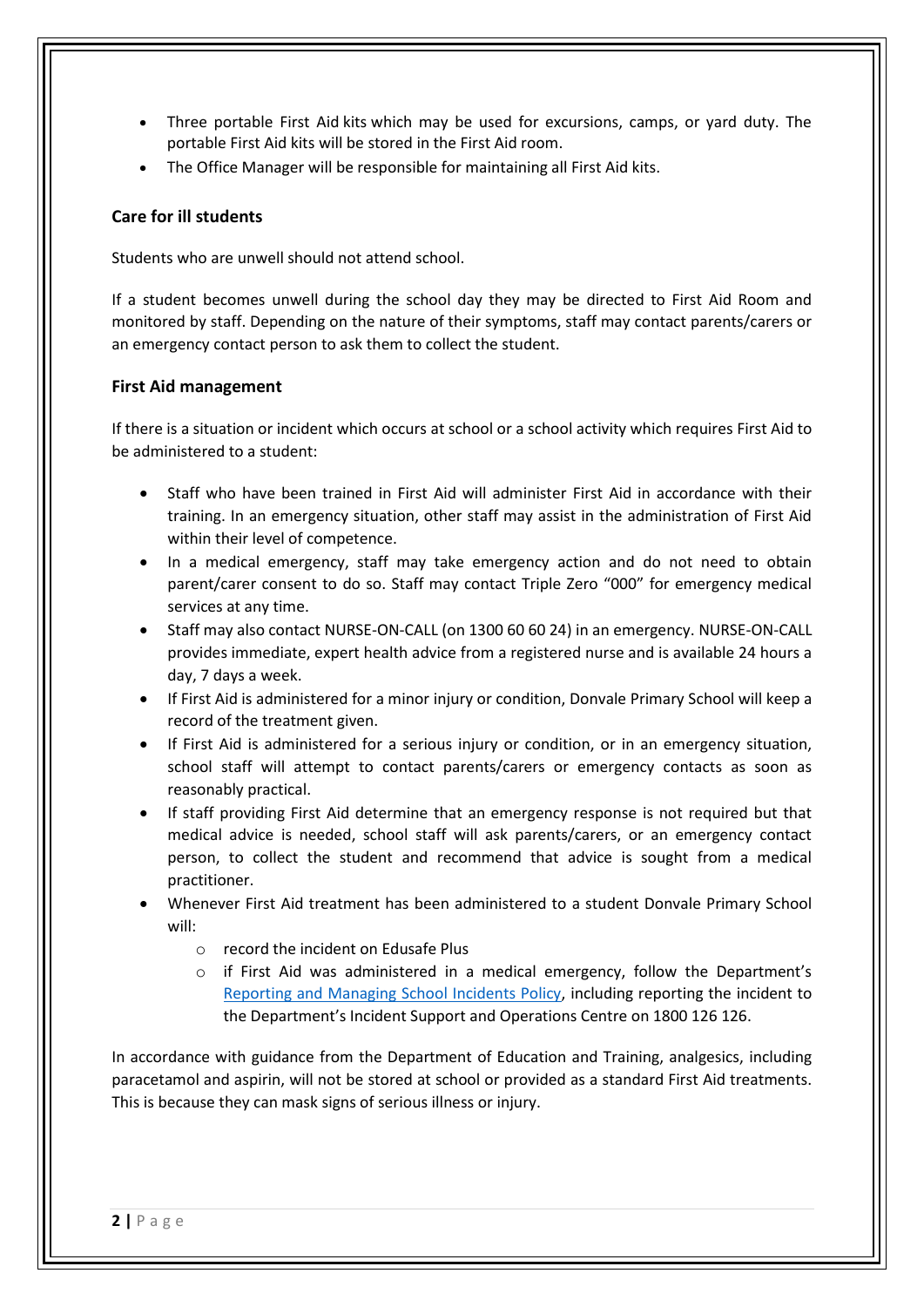- Three portable First Aid kits which may be used for excursions, camps, or yard duty. The portable First Aid kits will be stored in the First Aid room.
- The Office Manager will be responsible for maintaining all First Aid kits.

## Care for ill students

Students who are unwell should not attend school.

If a student becomes unwell during the school day they may be directed to First Aid Room and monitored by staff. Depending on the nature of their symptoms, staff may contact parents/carers or an emergency contact person to ask them to collect the student.

## First Aid management

If there is a situation or incident which occurs at school or a school activity which requires First Aid to be administered to a student:

- Staff who have been trained in First Aid will administer First Aid in accordance with their training. In an emergency situation, other staff may assist in the administration of First Aid within their level of competence.
- In a medical emergency, staff may take emergency action and do not need to obtain parent/carer consent to do so. Staff may contact Triple Zero "000" for emergency medical services at any time.
- Staff may also contact NURSE-ON-CALL (on 1300 60 60 24) in an emergency. NURSE-ON-CALL provides immediate, expert health advice from a registered nurse and is available 24 hours a day, 7 days a week.
- If First Aid is administered for a minor injury or condition, Donvale Primary School will keep a record of the treatment given.
- If First Aid is administered for a serious injury or condition, or in an emergency situation, school staff will attempt to contact parents/carers or emergency contacts as soon as reasonably practical.
- If staff providing First Aid determine that an emergency response is not required but that medical advice is needed, school staff will ask parents/carers, or an emergency contact person, to collect the student and recommend that advice is sought from a medical practitioner.
- Whenever First Aid treatment has been administered to a student Donvale Primary School will:
  - record the incident on Edusafe Plus
  - if First Aid was administered in a medical emergency, follow the Department's Reporting and Managing School Incidents Policy, including reporting the incident to the Department's Incident Support and Operations Centre on 1800 126 126.

In accordance with guidance from the Department of Education and Training, analgesics, including paracetamol and aspirin, will not be stored at school or provided as a standard First Aid treatments. This is because they can mask signs of serious illness or injury.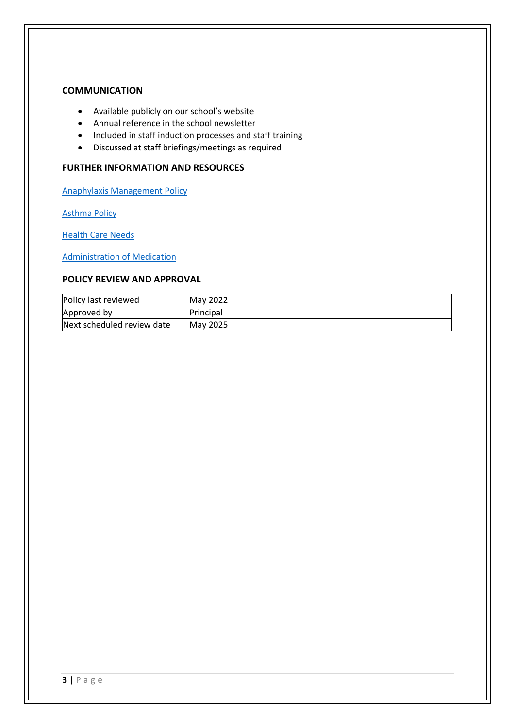## COMMUNICATION

- Available publicly on our school's website
- Annual reference in the school newsletter
- Included in staff induction processes and staff training
- Discussed at staff briefings/meetings as required

## FURTHER INFORMATION AND RESOURCES

Anaphylaxis Management Policy

Asthma Policy

Health Care Needs

Administration of Medication

## POLICY REVIEW AND APPROVAL

| | |
|---|---|
| Policy last reviewed | May 2022 |
| Approved by | Principal |
| Next scheduled review date | May 2025 |